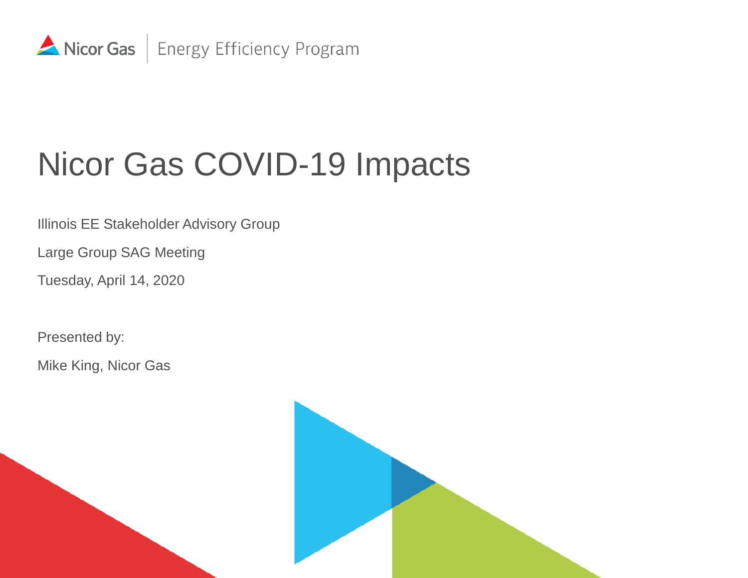Nicor Gas | Energy Efficiency Program

# Nicor Gas COVID-19 Impacts

Illinois EE Stakeholder Advisory Group

Large Group SAG Meeting

Tuesday, April 14, 2020

Presented by:

Mike King, Nicor Gas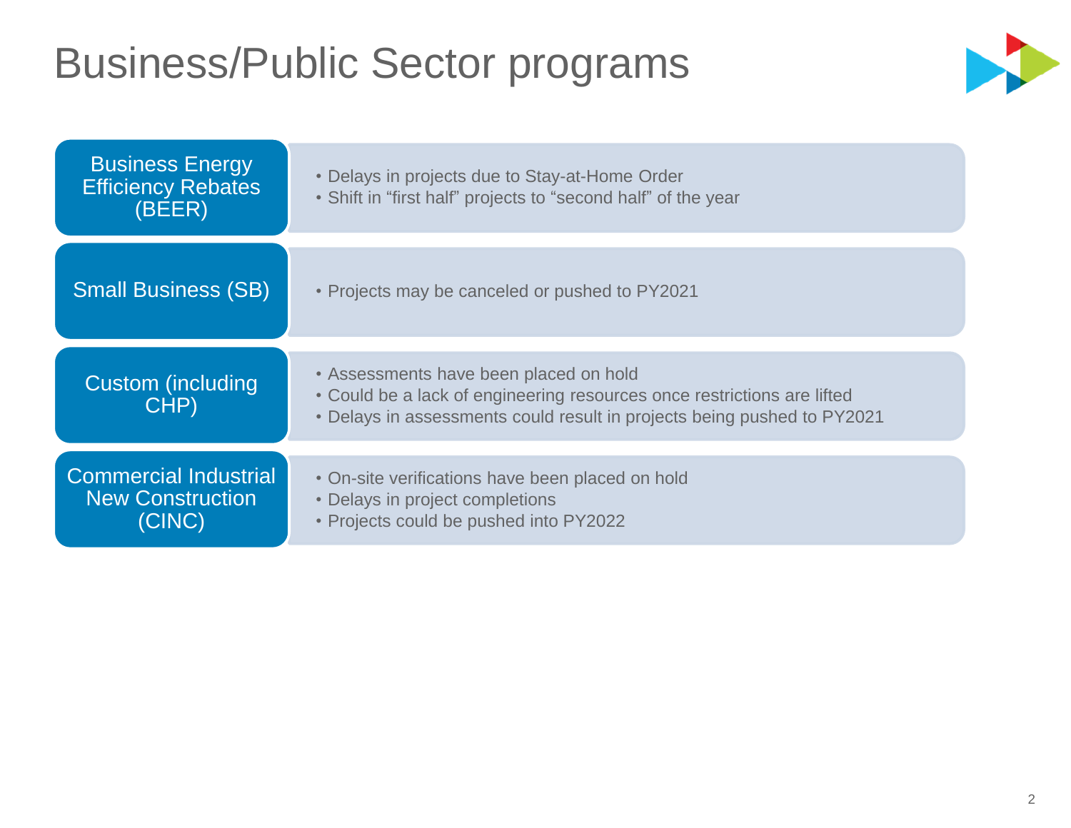# Business/Public Sector programs

## Business Energy Efficiency Rebates (BEER)

- Delays in projects due to Stay-at-Home Order
- Shift in “first half” projects to “second half” of the year

## Small Business (SB)

- Projects may be canceled or pushed to PY2021

## Custom (including CHP)

- Assessments have been placed on hold
- Could be a lack of engineering resources once restrictions are lifted
- Delays in assessments could result in projects being pushed to PY2021

## Commercial Industrial New Construction (CINC)

- On-site verifications have been placed on hold
- Delays in project completions
- Projects could be pushed into PY2022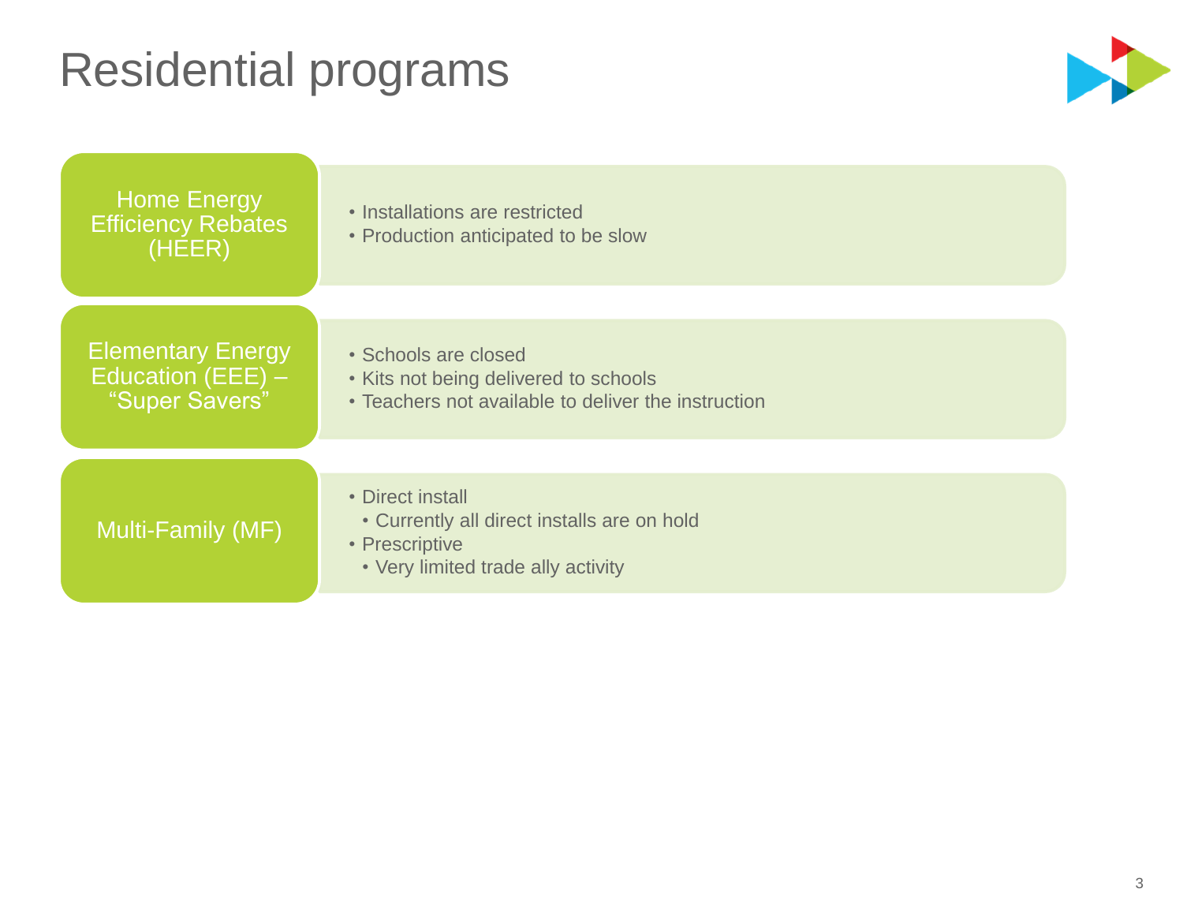# Residential programs

## Home Energy Efficiency Rebates (HEER)

- Installations are restricted
- Production anticipated to be slow

## Elementary Energy Education (EEE) – "Super Savers"

- Schools are closed
- Kits not being delivered to schools
- Teachers not available to deliver the instruction

## Multi-Family (MF)

- Direct install
  - Currently all direct installs are on hold
- Prescriptive
  - Very limited trade ally activity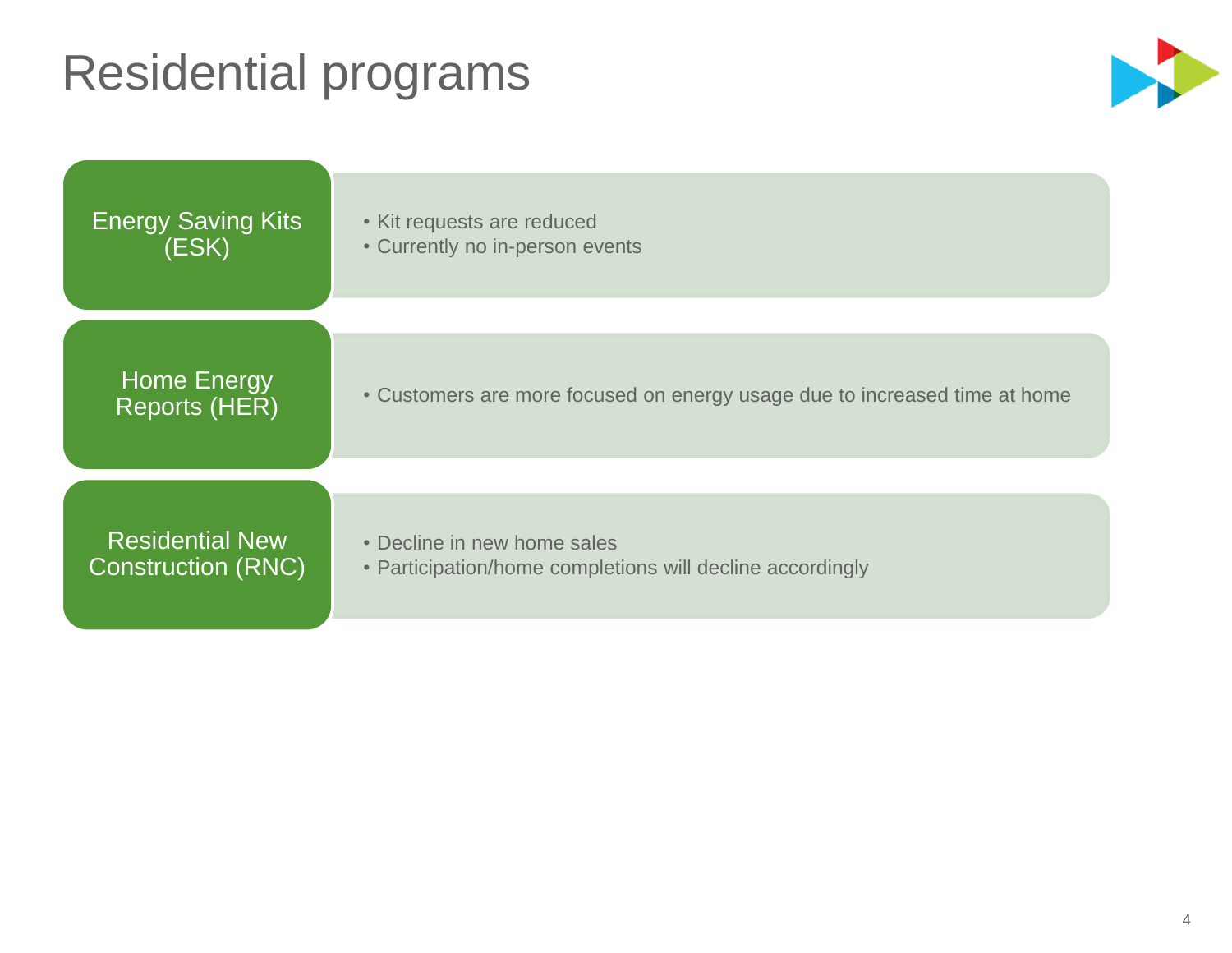# Residential programs

### Energy Saving Kits (ESK)

- Kit requests are reduced
- Currently no in-person events

### Home Energy Reports (HER)

- Customers are more focused on energy usage due to increased time at home

### Residential New Construction (RNC)

- Decline in new home sales
- Participation/home completions will decline accordingly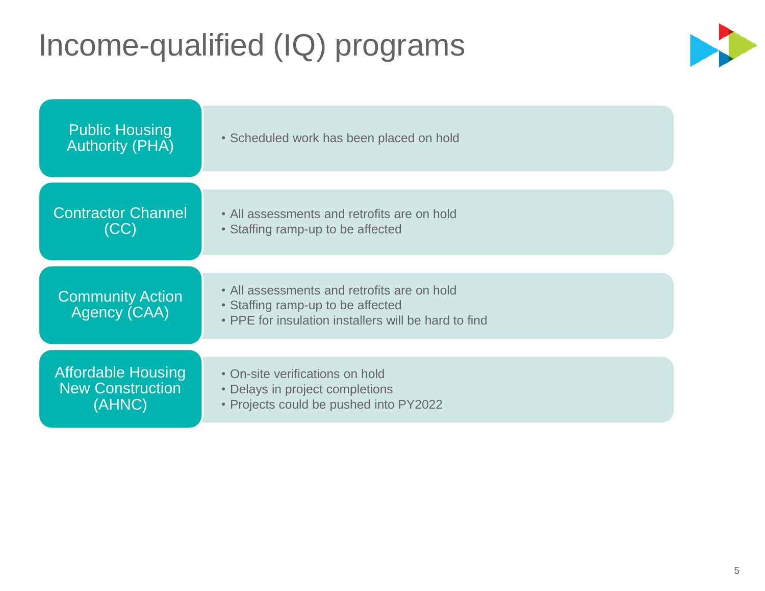# Income-qualified (IQ) programs

## Public Housing Authority (PHA)

- Scheduled work has been placed on hold

## Contractor Channel (CC)

- All assessments and retrofits are on hold
- Staffing ramp-up to be affected

## Community Action Agency (CAA)

- All assessments and retrofits are on hold
- Staffing ramp-up to be affected
- PPE for insulation installers will be hard to find

## Affordable Housing New Construction (AHNC)

- On-site verifications on hold
- Delays in project completions
- Projects could be pushed into PY2022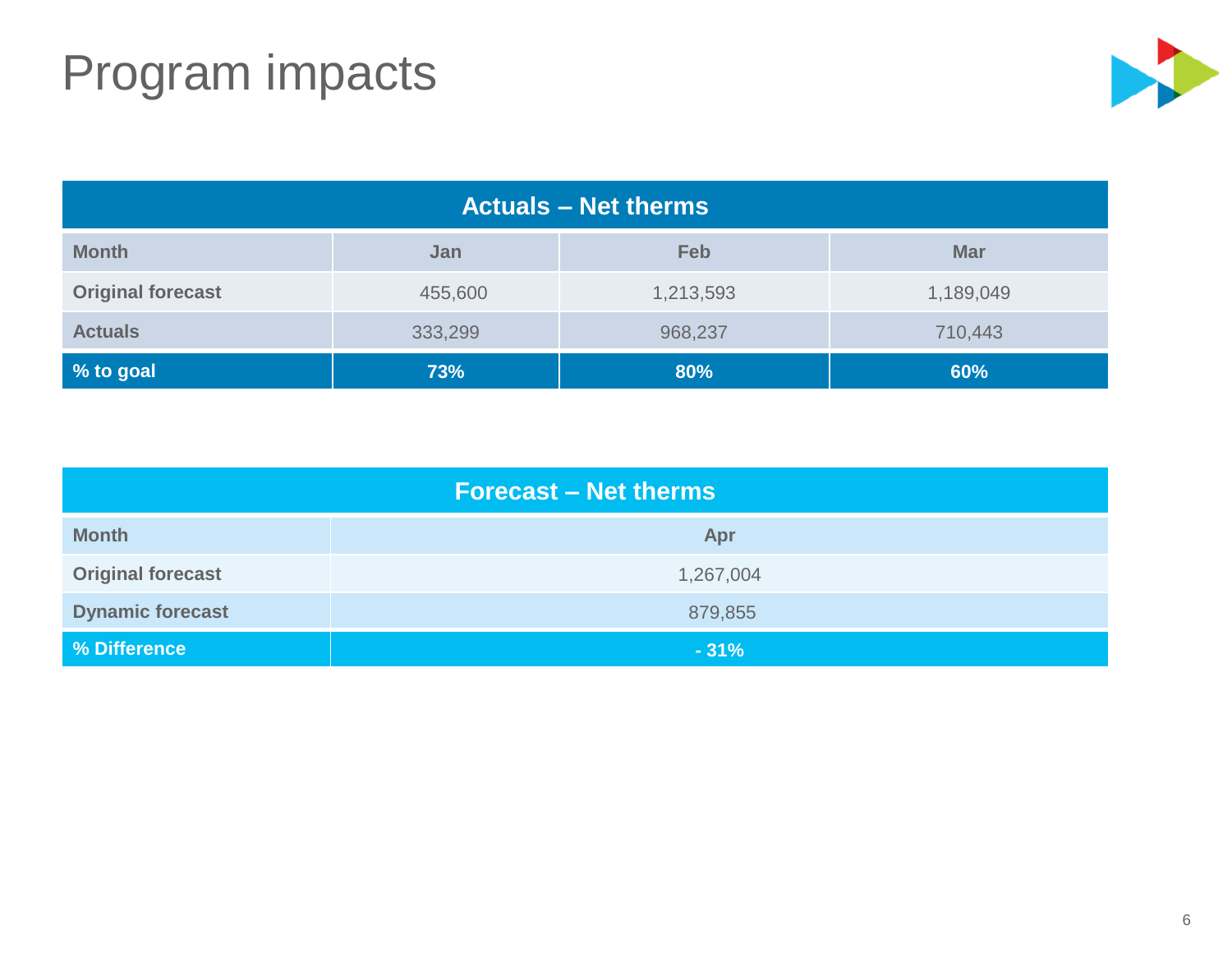# Program impacts

| Actuals – Net therms | | | |
|---|---|---|---|
| **Month** | **Jan** | **Feb** | **Mar** |
| **Original forecast** | 455,600 | 1,213,593 | 1,189,049 |
| **Actuals** | 333,299 | 968,237 | 710,443 |
| **% to goal** | **73%** | **80%** | **60%** |

| Forecast – Net therms | |
|---|---|
| **Month** | **Apr** |
| **Original forecast** | 1,267,004 |
| **Dynamic forecast** | 879,855 |
| **% Difference** | **- 31%** |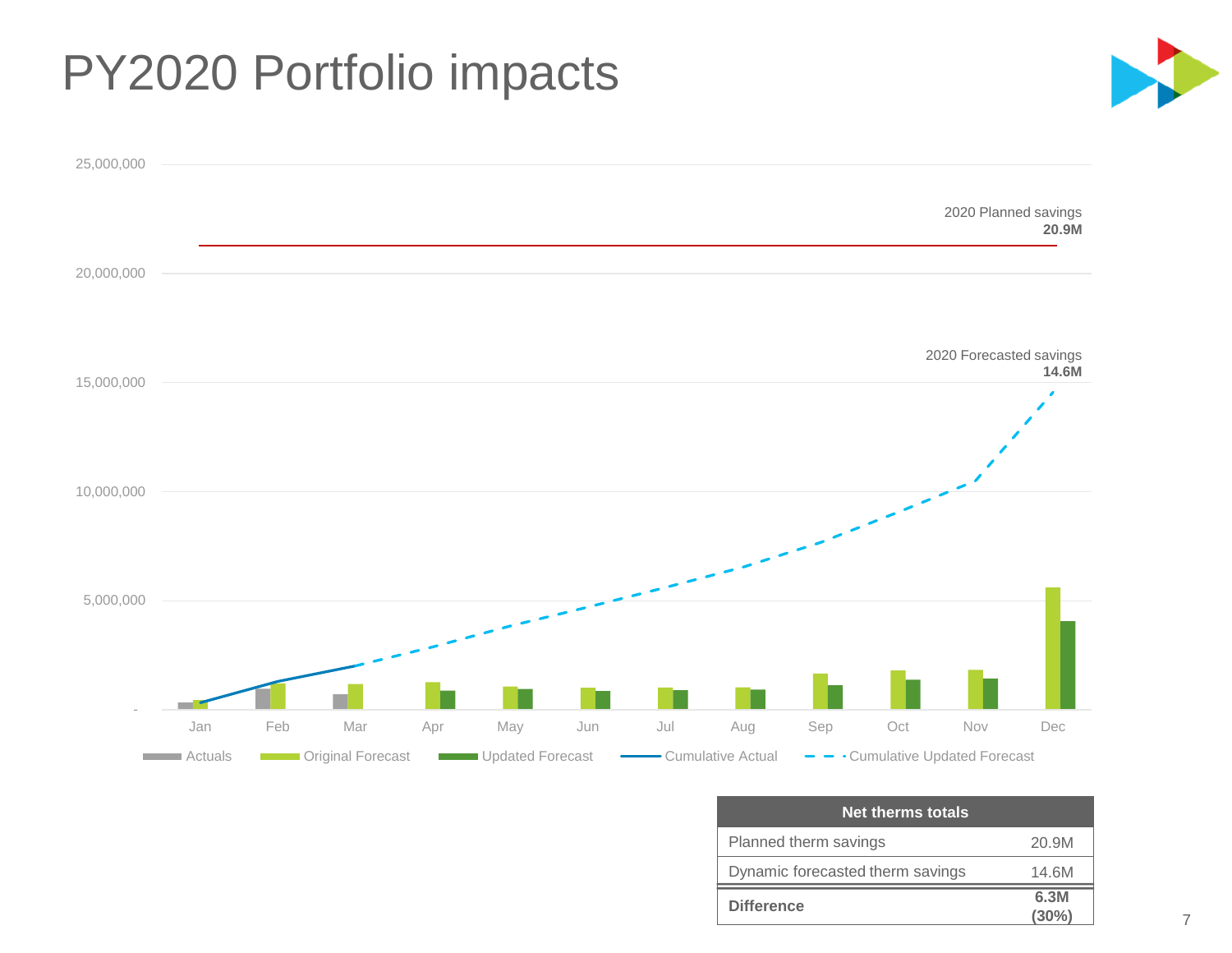# PY2020 Portfolio impacts

25,000,000

20,000,000

15,000,000

10,000,000

5,000,000

-

2020 Planned savings
**20.9M**

2020 Forecasted savings
**14.6M**

Jan Feb Mar Apr May Jun Jul Aug Sep Oct Nov Dec

Actuals, Original Forecast, Updated Forecast, Cumulative Actual, Cumulative Updated Forecast

| Net therms totals | |
|---|---|
| Planned therm savings | 20.9M |
| Dynamic forecasted therm savings | 14.6M |
| **Difference** | **6.3M (30%)** |